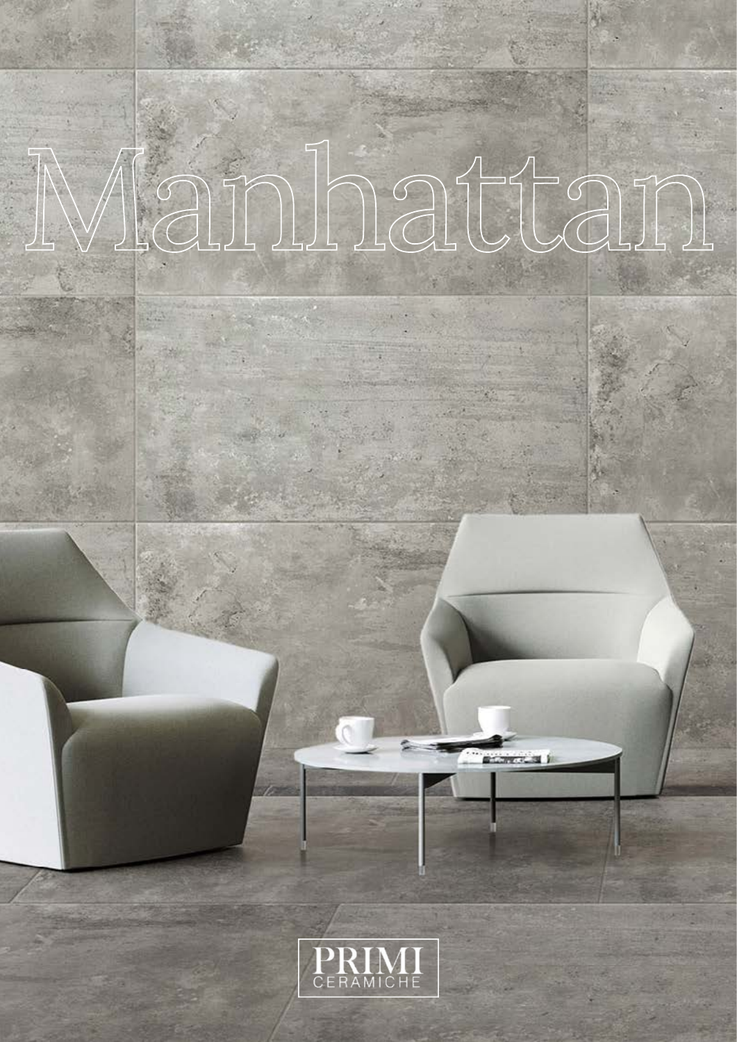# Manhattan

PRIMI
CERAMICHE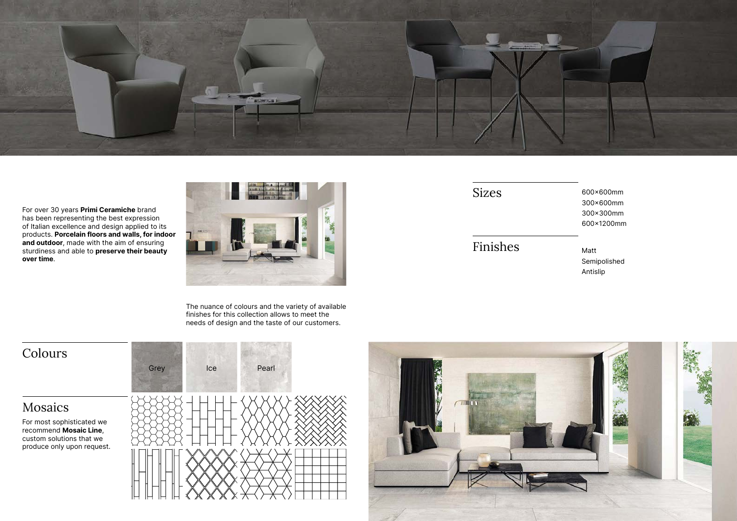For over 30 years **Primi Ceramiche** brand has been representing the best expression of Italian excellence and design applied to its products. **Porcelain floors and walls, for indoor and outdoor**, made with the aim of ensuring sturdiness and able to **preserve their beauty over time**.

The nuance of colours and the variety of available finishes for this collection allows to meet the needs of design and the taste of our customers.

## Sizes

600×600mm
300×600mm
300×300mm
600×1200mm

## Finishes

Matt
Semipolished
Antislip

## Colours

Grey
Ice
Pearl

## Mosaics

For most sophisticated we recommend **Mosaic Line**, custom solutions that we produce only upon request.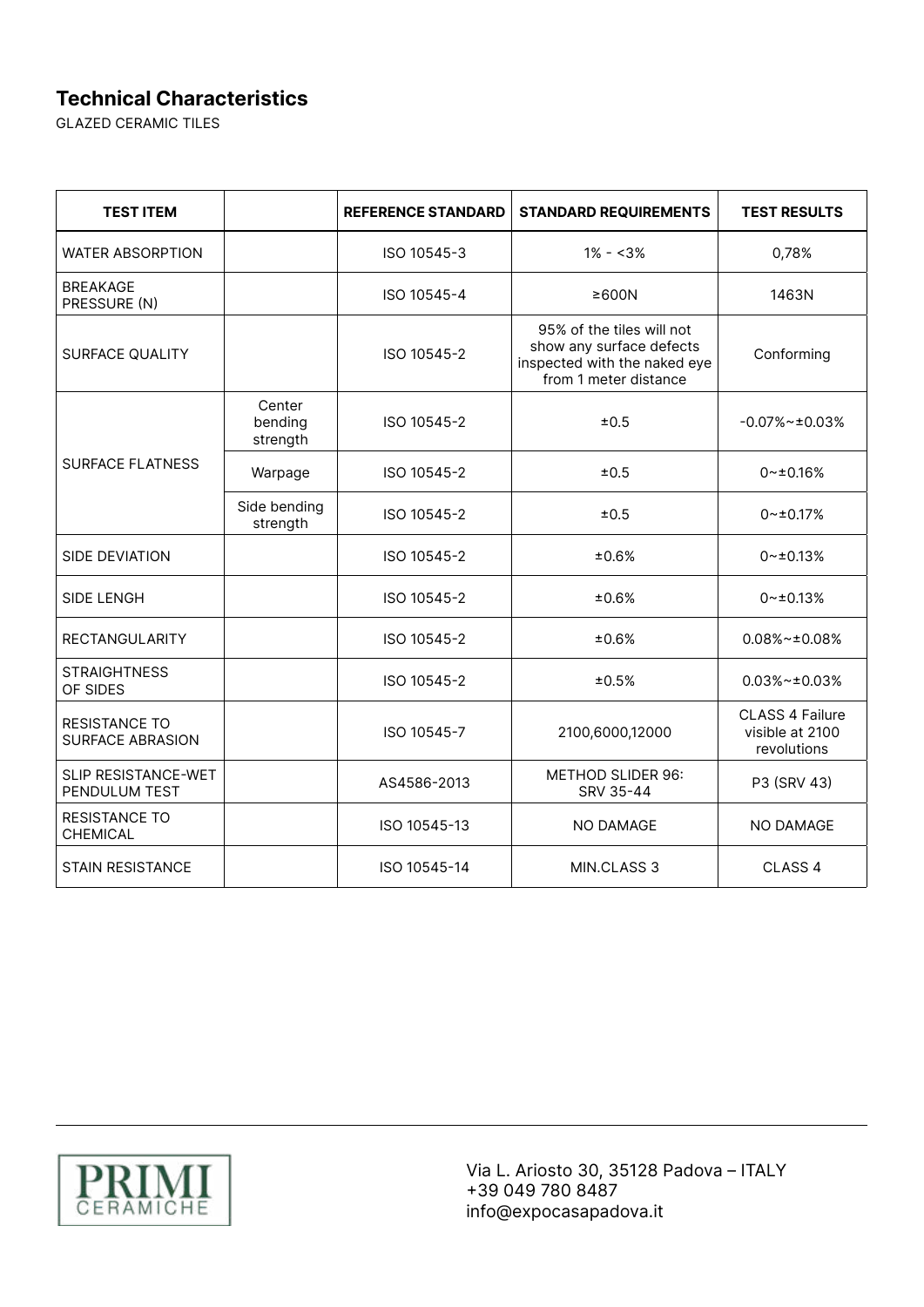## Technical Characteristics

GLAZED CERAMIC TILES

| TEST ITEM | | REFERENCE STANDARD | STANDARD REQUIREMENTS | TEST RESULTS |
|---|---|---|---|---|
| WATER ABSORPTION | | ISO 10545-3 | 1% - <3% | 0,78% |
| BREAKAGE PRESSURE (N) | | ISO 10545-4 | ≥600N | 1463N |
| SURFACE QUALITY | | ISO 10545-2 | 95% of the tiles will not show any surface defects inspected with the naked eye from 1 meter distance | Conforming |
| SURFACE FLATNESS | Center bending strength | ISO 10545-2 | ±0.5 | -0.07%~±0.03% |
| | Warpage | ISO 10545-2 | ±0.5 | 0~±0.16% |
| | Side bending strength | ISO 10545-2 | ±0.5 | 0~±0.17% |
| SIDE DEVIATION | | ISO 10545-2 | ±0.6% | 0~±0.13% |
| SIDE LENGH | | ISO 10545-2 | ±0.6% | 0~±0.13% |
| RECTANGULARITY | | ISO 10545-2 | ±0.6% | 0.08%~±0.08% |
| STRAIGHTNESS OF SIDES | | ISO 10545-2 | ±0.5% | 0.03%~±0.03% |
| RESISTANCE TO SURFACE ABRASION | | ISO 10545-7 | 2100,6000,12000 | CLASS 4 Failure visible at 2100 revolutions |
| SLIP RESISTANCE-WET PENDULUM TEST | | AS4586-2013 | METHOD SLIDER 96: SRV 35-44 | P3 (SRV 43) |
| RESISTANCE TO CHEMICAL | | ISO 10545-13 | NO DAMAGE | NO DAMAGE |
| STAIN RESISTANCE | | ISO 10545-14 | MIN.CLASS 3 | CLASS 4 |

PRIMI CERAMICHE

Via L. Ariosto 30, 35128 Padova – ITALY
+39 049 780 8487
info@expocasapadova.it